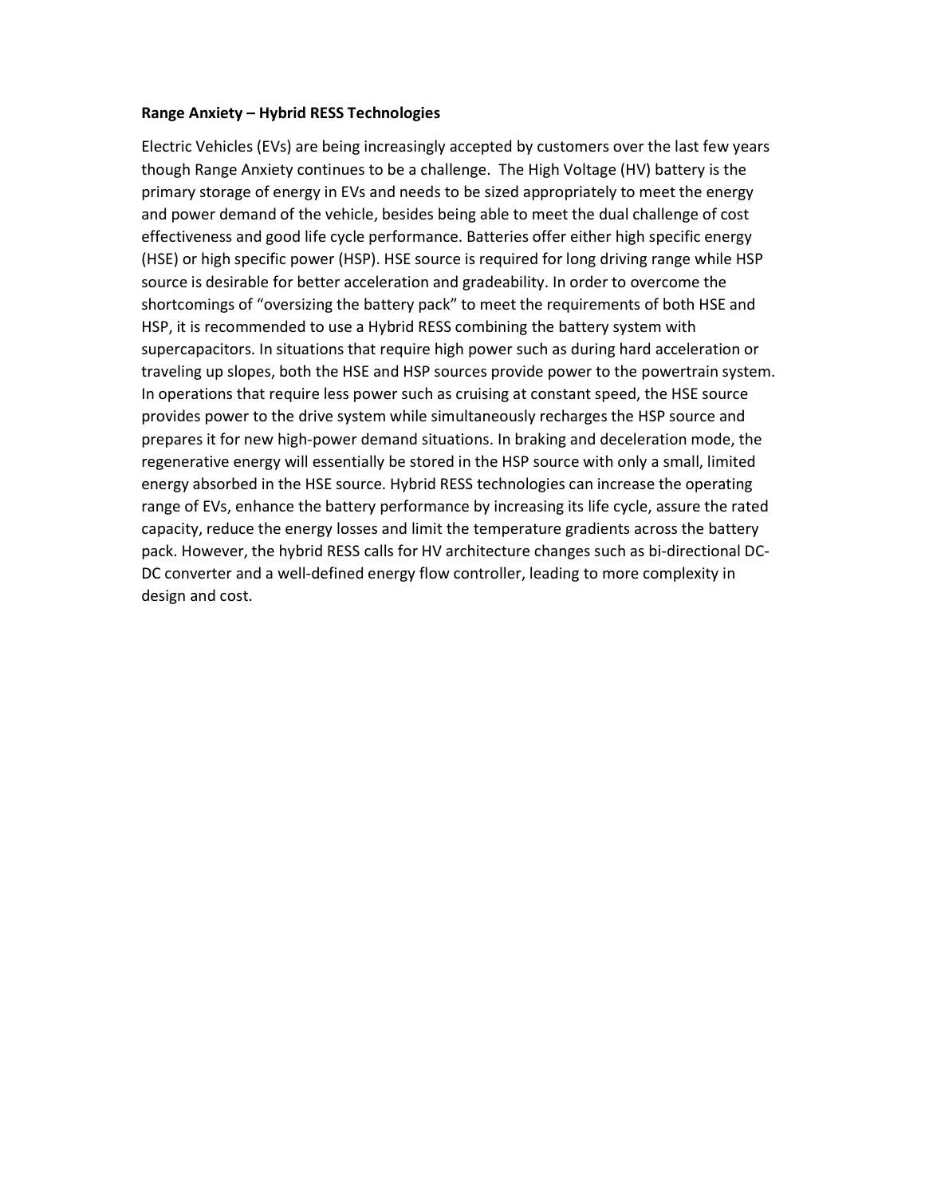**Range Anxiety – Hybrid RESS Technologies**

Electric Vehicles (EVs) are being increasingly accepted by customers over the last few years though Range Anxiety continues to be a challenge. The High Voltage (HV) battery is the primary storage of energy in EVs and needs to be sized appropriately to meet the energy and power demand of the vehicle, besides being able to meet the dual challenge of cost effectiveness and good life cycle performance. Batteries offer either high specific energy (HSE) or high specific power (HSP). HSE source is required for long driving range while HSP source is desirable for better acceleration and gradeability. In order to overcome the shortcomings of "oversizing the battery pack" to meet the requirements of both HSE and HSP, it is recommended to use a Hybrid RESS combining the battery system with supercapacitors. In situations that require high power such as during hard acceleration or traveling up slopes, both the HSE and HSP sources provide power to the powertrain system. In operations that require less power such as cruising at constant speed, the HSE source provides power to the drive system while simultaneously recharges the HSP source and prepares it for new high-power demand situations. In braking and deceleration mode, the regenerative energy will essentially be stored in the HSP source with only a small, limited energy absorbed in the HSE source. Hybrid RESS technologies can increase the operating range of EVs, enhance the battery performance by increasing its life cycle, assure the rated capacity, reduce the energy losses and limit the temperature gradients across the battery pack. However, the hybrid RESS calls for HV architecture changes such as bi-directional DC-DC converter and a well-defined energy flow controller, leading to more complexity in design and cost.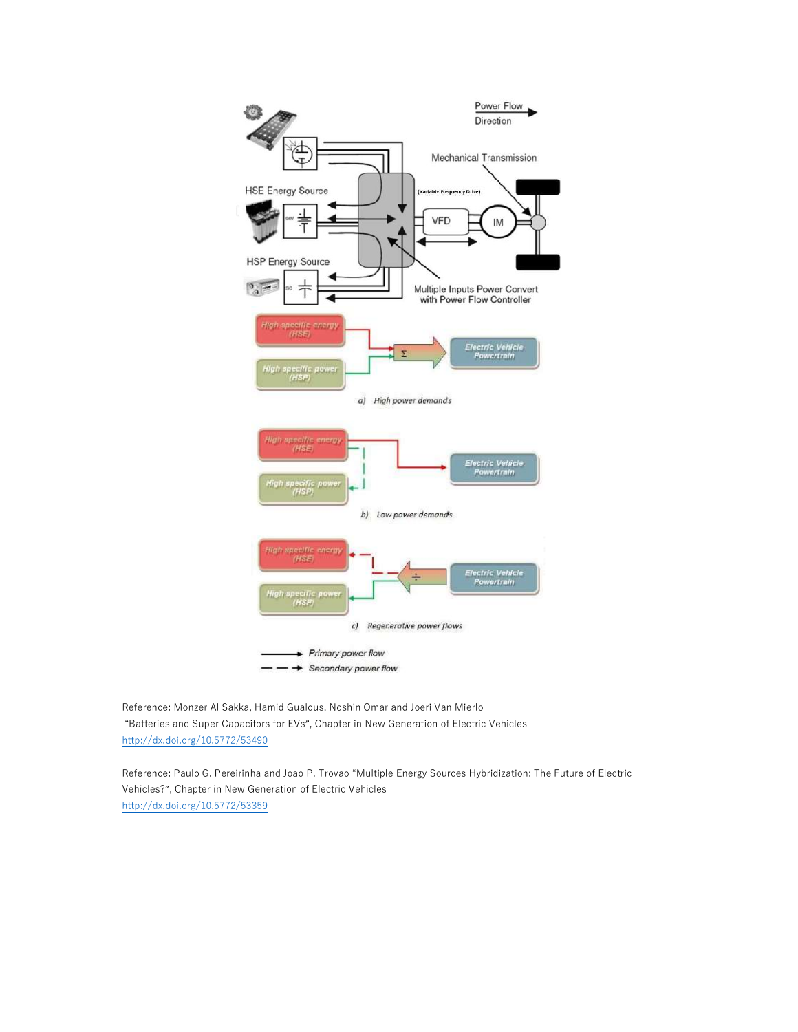Power Flow Direction

Mechanical Transmission

HSE Energy Source

(Variable Frequency Drive)

VFD

IM

HSP Energy Source

Multiple Inputs Power Convert with Power Flow Controller

High specific energy (HSE)

High specific power (HSP)

Σ

Electric Vehicle Powertrain

a) High power demands

High specific energy (HSE)

High specific power (HSP)

Electric Vehicle Powertrain

b) Low power demands

High specific energy (HSE)

High specific power (HSP)

÷

Electric Vehicle Powertrain

c) Regenerative power flows

Primary power flow

Secondary power flow

Reference: Monzer Al Sakka, Hamid Gualous, Noshin Omar and Joeri Van Mierlo "Batteries and Super Capacitors for EVs", Chapter in New Generation of Electric Vehicles http://dx.doi.org/10.5772/53490

Reference: Paulo G. Pereirinha and Joao P. Trovao "Multiple Energy Sources Hybridization: The Future of Electric Vehicles?", Chapter in New Generation of Electric Vehicles http://dx.doi.org/10.5772/53359